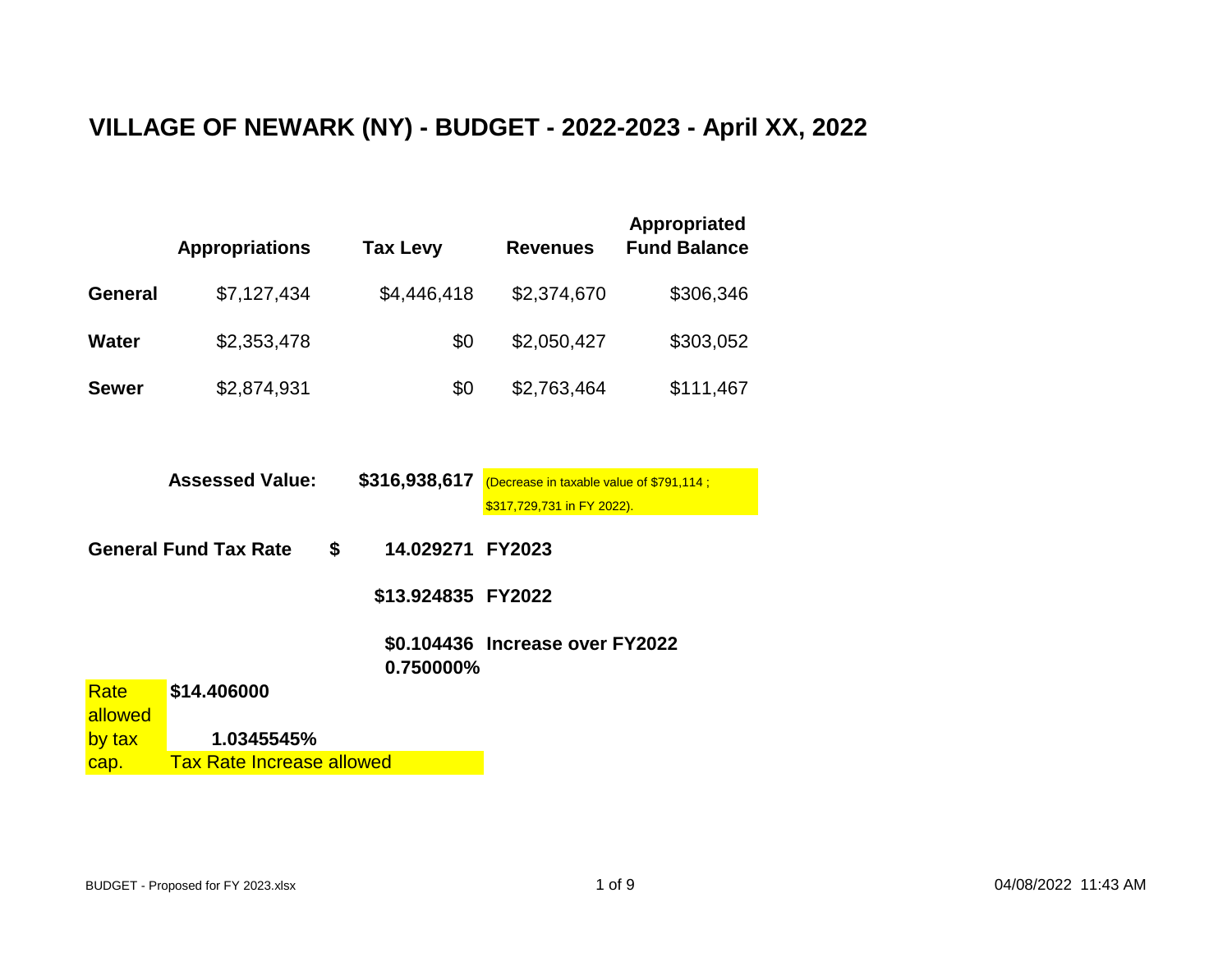# VILLAGE OF NEWARK (NY) - BUDGET - 2022-2023 - April XX, 2022

| | Appropriations | Tax Levy | Revenues | Appropriated Fund Balance |
|---|---|---|---|---|
| **General** | $7,127,434 | $4,446,418 | $2,374,670 | $306,346 |
| **Water** | $2,353,478 | $0 | $2,050,427 | $303,052 |
| **Sewer** | $2,874,931 | $0 | $2,763,464 | $111,467 |

**Assessed Value:** **$316,938,617** (Decrease in taxable value of $791,114 ; $317,729,731 in FY 2022).

| | | |
|---|---|---|
| **General Fund Tax Rate** | **$ 14.029271** | **FY2023** |
| | **$13.924835** | **FY2022** |
| | **$0.104436** | **Increase over FY2022** |
| | **0.750000%** | |

Rate allowed by tax cap. **$14.406000**

**1.0345545%** Tax Rate Increase allowed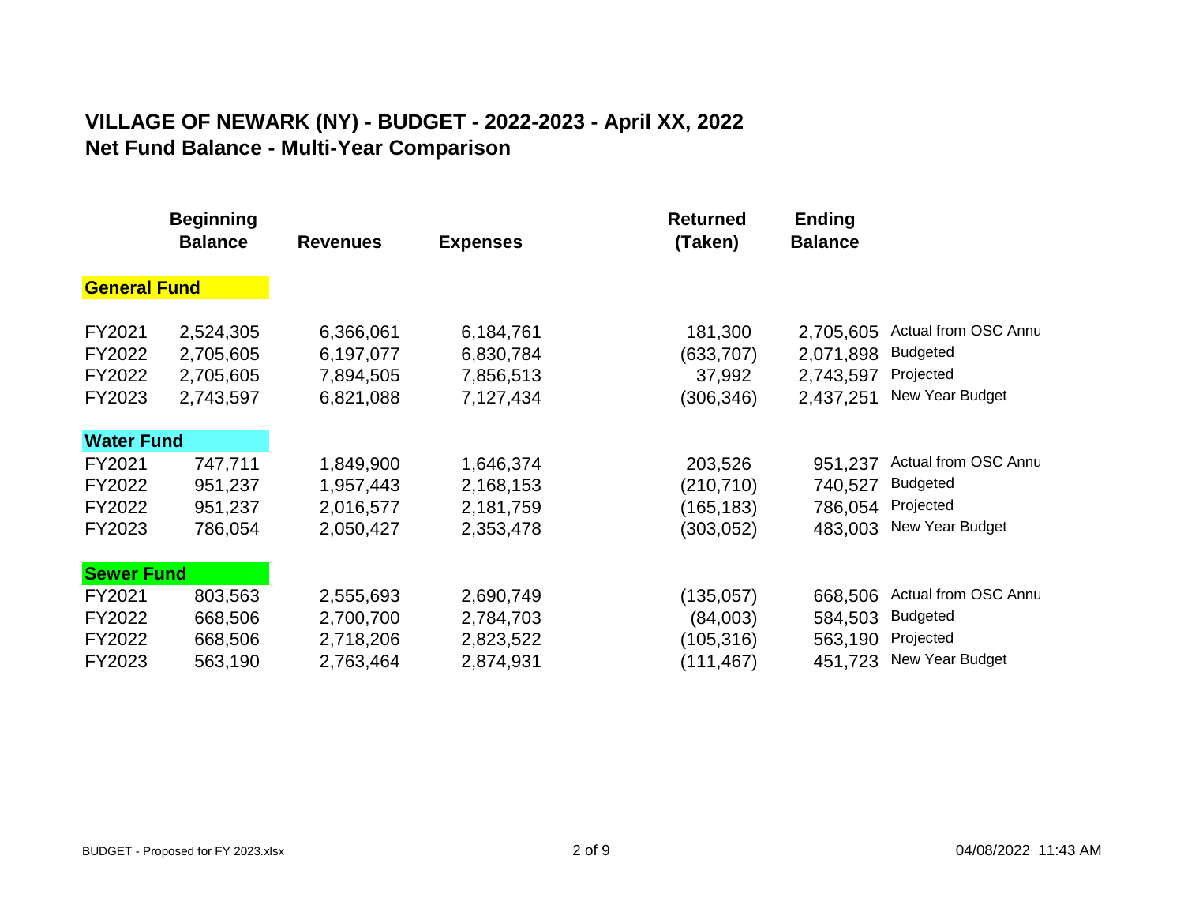# VILLAGE OF NEWARK (NY) - BUDGET - 2022-2023 - April XX, 2022

## Net Fund Balance - Multi-Year Comparison

| | Beginning Balance | Revenues | Expenses | Returned (Taken) | Ending Balance | |
|---|---|---|---|---|---|---|
| **General Fund** | | | | | | |
| FY2021 | 2,524,305 | 6,366,061 | 6,184,761 | 181,300 | 2,705,605 | Actual from OSC Annu |
| FY2022 | 2,705,605 | 6,197,077 | 6,830,784 | (633,707) | 2,071,898 | Budgeted |
| FY2022 | 2,705,605 | 7,894,505 | 7,856,513 | 37,992 | 2,743,597 | Projected |
| FY2023 | 2,743,597 | 6,821,088 | 7,127,434 | (306,346) | 2,437,251 | New Year Budget |
| **Water Fund** | | | | | | |
| FY2021 | 747,711 | 1,849,900 | 1,646,374 | 203,526 | 951,237 | Actual from OSC Annu |
| FY2022 | 951,237 | 1,957,443 | 2,168,153 | (210,710) | 740,527 | Budgeted |
| FY2022 | 951,237 | 2,016,577 | 2,181,759 | (165,183) | 786,054 | Projected |
| FY2023 | 786,054 | 2,050,427 | 2,353,478 | (303,052) | 483,003 | New Year Budget |
| **Sewer Fund** | | | | | | |
| FY2021 | 803,563 | 2,555,693 | 2,690,749 | (135,057) | 668,506 | Actual from OSC Annu |
| FY2022 | 668,506 | 2,700,700 | 2,784,703 | (84,003) | 584,503 | Budgeted |
| FY2022 | 668,506 | 2,718,206 | 2,823,522 | (105,316) | 563,190 | Projected |
| FY2023 | 563,190 | 2,763,464 | 2,874,931 | (111,467) | 451,723 | New Year Budget |

BUDGET - Proposed for FY 2023.xlsx 04/08/2022 11:43 AM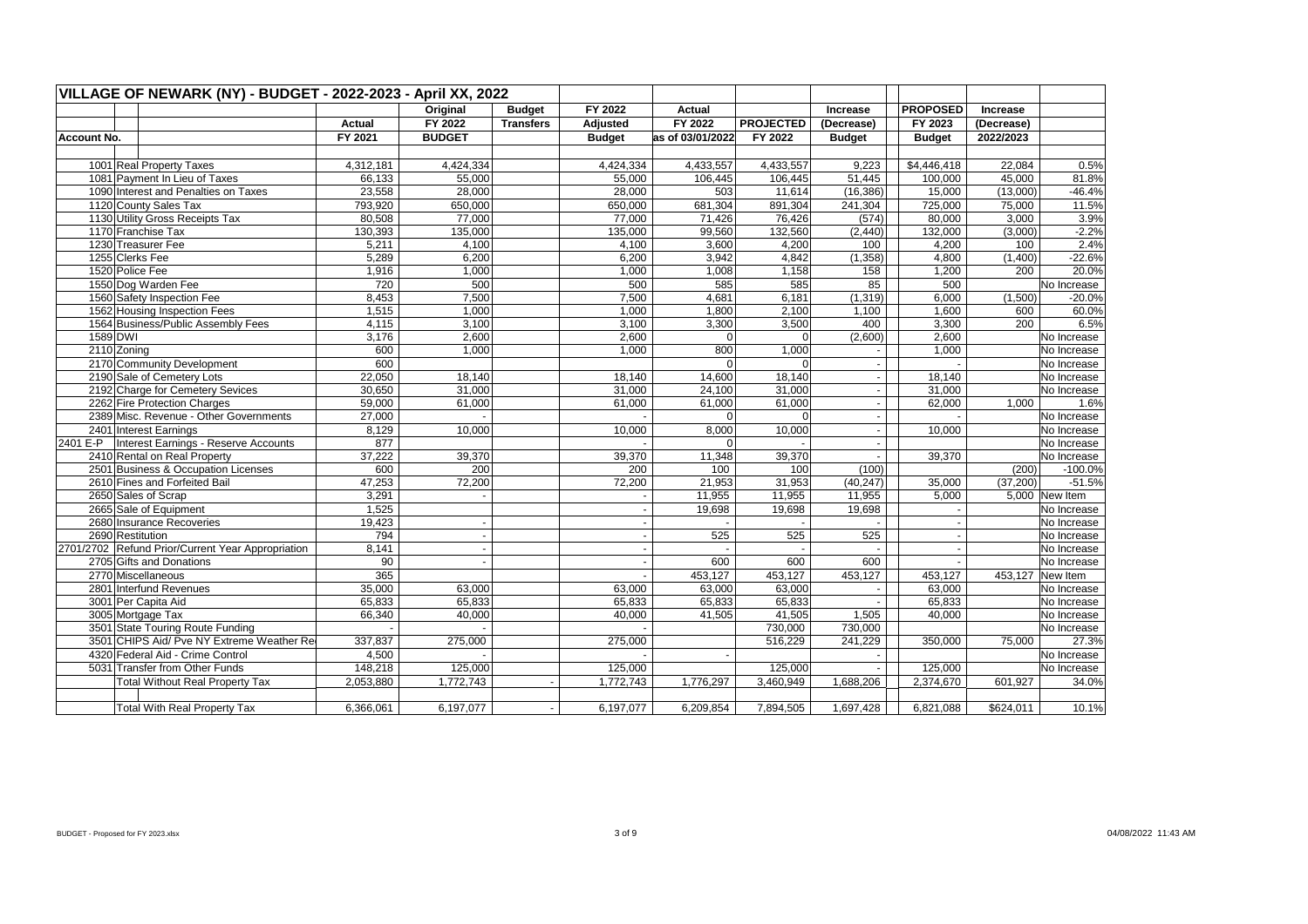| VILLAGE OF NEWARK (NY) - BUDGET - 2022-2023 - April XX, 2022 | | | | | | | | | | | | |
|---|---|---|---|---|---|---|---|---|---|---|---|---|
| | | | Original | Budget | FY 2022 | Actual | | Increase | PROPOSED | Increase | |
| | | Actual | FY 2022 | Transfers | Adjusted | FY 2022 | PROJECTED | (Decrease) | FY 2023 | (Decrease) | |
| Account No. | | FY 2021 | BUDGET | | Budget | as of 03/01/2022 | FY 2022 | Budget | Budget | 2022/2023 | |
| 1001 | Real Property Taxes | 4,312,181 | 4,424,334 | | 4,424,334 | 4,433,557 | 4,433,557 | 9,223 | $4,446,418 | 22,084 | 0.5% |
| 1081 | Payment In Lieu of Taxes | 66,133 | 55,000 | | 55,000 | 106,445 | 106,445 | 51,445 | 100,000 | 45,000 | 81.8% |
| 1090 | Interest and Penalties on Taxes | 23,558 | 28,000 | | 28,000 | 503 | 11,614 | (16,386) | 15,000 | (13,000) | -46.4% |
| 1120 | County Sales Tax | 793,920 | 650,000 | | 650,000 | 681,304 | 891,304 | 241,304 | 725,000 | 75,000 | 11.5% |
| 1130 | Utility Gross Receipts Tax | 80,508 | 77,000 | | 77,000 | 71,426 | 76,426 | (574) | 80,000 | 3,000 | 3.9% |
| 1170 | Franchise Tax | 130,393 | 135,000 | | 135,000 | 99,560 | 132,560 | (2,440) | 132,000 | (3,000) | -2.2% |
| 1230 | Treasurer Fee | 5,211 | 4,100 | | 4,100 | 3,600 | 4,200 | 100 | 4,200 | 100 | 2.4% |
| 1255 | Clerks Fee | 5,289 | 6,200 | | 6,200 | 3,942 | 4,842 | (1,358) | 4,800 | (1,400) | -22.6% |
| 1520 | Police Fee | 1,916 | 1,000 | | 1,000 | 1,008 | 1,158 | 158 | 1,200 | 200 | 20.0% |
| 1550 | Dog Warden Fee | 720 | 500 | | 500 | 585 | 585 | 85 | 500 | | No Increase |
| 1560 | Safety Inspection Fee | 8,453 | 7,500 | | 7,500 | 4,681 | 6,181 | (1,319) | 6,000 | (1,500) | -20.0% |
| 1562 | Housing Inspection Fees | 1,515 | 1,000 | | 1,000 | 1,800 | 2,100 | 1,100 | 1,600 | 600 | 60.0% |
| 1564 | Business/Public Assembly Fees | 4,115 | 3,100 | | 3,100 | 3,300 | 3,500 | 400 | 3,300 | 200 | 6.5% |
| 1589 | DWI | 3,176 | 2,600 | | 2,600 | 0 | 0 | (2,600) | 2,600 | | No Increase |
| 2110 | Zoning | 600 | 1,000 | | 1,000 | 800 | 1,000 | - | 1,000 | | No Increase |
| 2170 | Community Development | 600 | | | | 0 | 0 | - | - | | No Increase |
| 2190 | Sale of Cemetery Lots | 22,050 | 18,140 | | 18,140 | 14,600 | 18,140 | - | 18,140 | | No Increase |
| 2192 | Charge for Cemetery Sevices | 30,650 | 31,000 | | 31,000 | 24,100 | 31,000 | - | 31,000 | | No Increase |
| 2262 | Fire Protection Charges | 59,000 | 61,000 | | 61,000 | 61,000 | 61,000 | - | 62,000 | 1,000 | 1.6% |
| 2389 | Misc. Revenue - Other Governments | 27,000 | - | | - | 0 | 0 | - | - | | No Increase |
| 2401 | Interest Earnings | 8,129 | 10,000 | | 10,000 | 8,000 | 10,000 | - | 10,000 | | No Increase |
| 2401 E-P | Interest Earnings - Reserve Accounts | 877 | | | - | 0 | - | - | | | No Increase |
| 2410 | Rental on Real Property | 37,222 | 39,370 | | 39,370 | 11,348 | 39,370 | - | 39,370 | | No Increase |
| 2501 | Business & Occupation Licenses | 600 | 200 | | 200 | 100 | 100 | (100) | | (200) | -100.0% |
| 2610 | Fines and Forfeited Bail | 47,253 | 72,200 | | 72,200 | 21,953 | 31,953 | (40,247) | 35,000 | (37,200) | -51.5% |
| 2650 | Sales of Scrap | 3,291 | - | | - | 11,955 | 11,955 | 11,955 | 5,000 | 5,000 | New Item |
| 2665 | Sale of Equipment | 1,525 | | | - | 19,698 | 19,698 | 19,698 | - | | No Increase |
| 2680 | Insurance Recoveries | 19,423 | - | | - | - | - | - | - | | No Increase |
| 2690 | Restitution | 794 | - | | - | 525 | 525 | 525 | - | | No Increase |
| 2701/2702 | Refund Prior/Current Year Appropriation | 8,141 | - | | - | - | - | - | - | | No Increase |
| 2705 | Gifts and Donations | 90 | - | | - | 600 | 600 | 600 | - | | No Increase |
| 2770 | Miscellaneous | 365 | | | - | 453,127 | 453,127 | 453,127 | 453,127 | 453,127 | New Item |
| 2801 | Interfund Revenues | 35,000 | 63,000 | | 63,000 | 63,000 | 63,000 | - | 63,000 | | No Increase |
| 3001 | Per Capita Aid | 65,833 | 65,833 | | 65,833 | 65,833 | 65,833 | - | 65,833 | | No Increase |
| 3005 | Mortgage Tax | 66,340 | 40,000 | | 40,000 | 41,505 | 41,505 | 1,505 | 40,000 | | No Increase |
| 3501 | State Touring Route Funding | - | - | | - | | 730,000 | 730,000 | | | No Increase |
| 3501 | CHIPS Aid/ Pve NY Extreme Weather Re | 337,837 | 275,000 | | 275,000 | | 516,229 | 241,229 | 350,000 | 75,000 | 27.3% |
| 4320 | Federal Aid - Crime Control | 4,500 | - | | - | - | | - | | | No Increase |
| 5031 | Transfer from Other Funds | 148,218 | 125,000 | | 125,000 | | 125,000 | - | 125,000 | | No Increase |
| | Total Without Real Property Tax | 2,053,880 | 1,772,743 | - | 1,772,743 | 1,776,297 | 3,460,949 | 1,688,206 | 2,374,670 | 601,927 | 34.0% |
| | Total With Real Property Tax | 6,366,061 | 6,197,077 | - | 6,197,077 | 6,209,854 | 7,894,505 | 1,697,428 | 6,821,088 | $624,011 | 10.1% |

BUDGET - Proposed for FY 2023.xlsx 04/08/2022 11:43 AM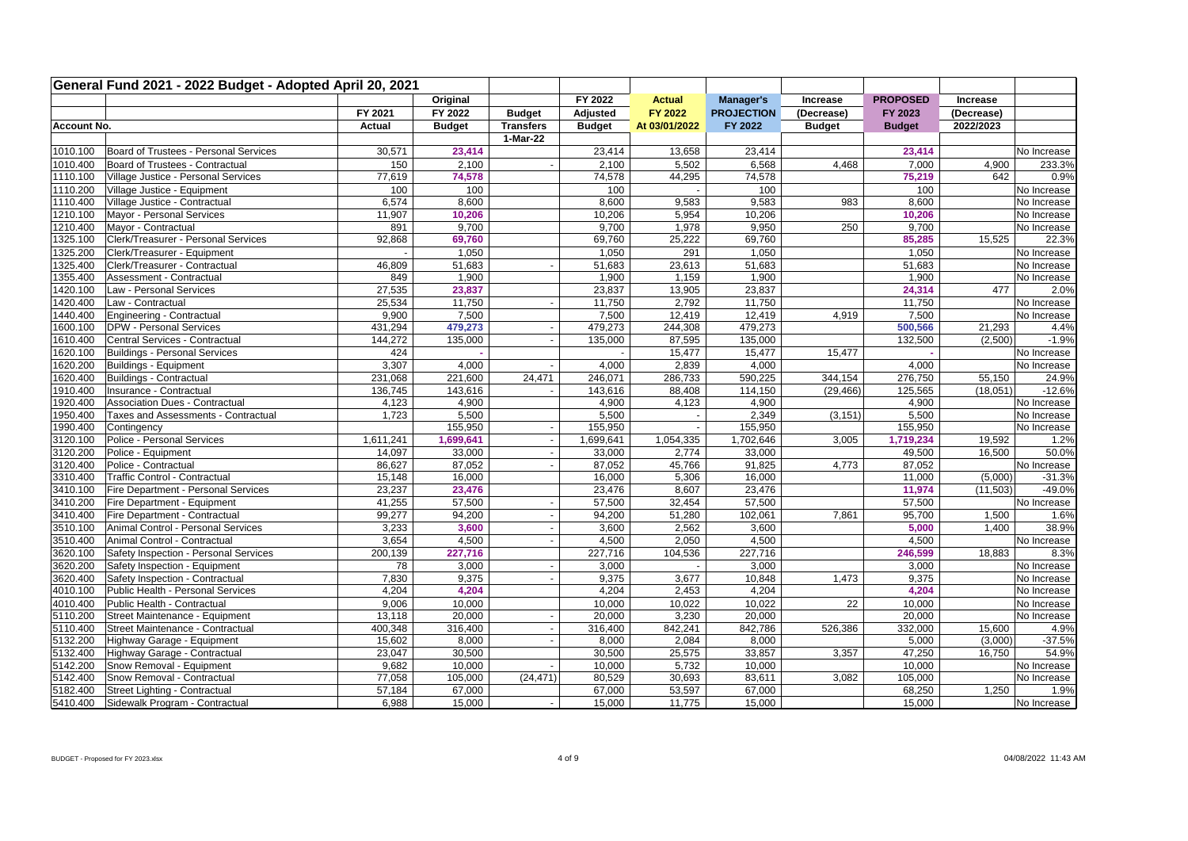| General Fund 2021 - 2022 Budget - Adopted April 20, 2021 | | | | | | | | | | | |
|---|---|---|---|---|---|---|---|---|---|---|---|
| | | | Original | | FY 2022 | Actual | Manager's | Increase | PROPOSED | Increase | |
| | | FY 2021 | FY 2022 | Budget | Adjusted | FY 2022 | PROJECTION | (Decrease) | FY 2023 | (Decrease) | |
| Account No. | | Actual | Budget | Transfers | Budget | At 03/01/2022 | FY 2022 | Budget | Budget | 2022/2023 | |
| | | | | 1-Mar-22 | | | | | | | |
| 1010.100 | Board of Trustees - Personal Services | 30,571 | 23,414 | | 23,414 | 13,658 | 23,414 | | 23,414 | | No Increase |
| 1010.400 | Board of Trustees - Contractual | 150 | 2,100 | - | 2,100 | 5,502 | 6,568 | 4,468 | 7,000 | 4,900 | 233.3% |
| 1110.100 | Village Justice - Personal Services | 77,619 | 74,578 | | 74,578 | 44,295 | 74,578 | | 75,219 | 642 | 0.9% |
| 1110.200 | Village Justice - Equipment | 100 | 100 | | 100 | - | 100 | | 100 | | No Increase |
| 1110.400 | Village Justice - Contractual | 6,574 | 8,600 | | 8,600 | 9,583 | 9,583 | 983 | 8,600 | | No Increase |
| 1210.100 | Mayor - Personal Services | 11,907 | 10,206 | | 10,206 | 5,954 | 10,206 | | 10,206 | | No Increase |
| 1210.400 | Mayor - Contractual | 891 | 9,700 | | 9,700 | 1,978 | 9,950 | 250 | 9,700 | | No Increase |
| 1325.100 | Clerk/Treasurer - Personal Services | 92,868 | 69,760 | | 69,760 | 25,222 | 69,760 | | 85,285 | 15,525 | 22.3% |
| 1325.200 | Clerk/Treasurer - Equipment | - | 1,050 | | 1,050 | 291 | 1,050 | | 1,050 | | No Increase |
| 1325.400 | Clerk/Treasurer - Contractual | 46,809 | 51,683 | - | 51,683 | 23,613 | 51,683 | | 51,683 | | No Increase |
| 1355.400 | Assessment - Contractual | 849 | 1,900 | | 1,900 | 1,159 | 1,900 | | 1,900 | | No Increase |
| 1420.100 | Law - Personal Services | 27,535 | 23,837 | | 23,837 | 13,905 | 23,837 | | 24,314 | 477 | 2.0% |
| 1420.400 | Law - Contractual | 25,534 | 11,750 | - | 11,750 | 2,792 | 11,750 | | 11,750 | | No Increase |
| 1440.400 | Engineering - Contractual | 9,900 | 7,500 | | 7,500 | 12,419 | 12,419 | 4,919 | 7,500 | | No Increase |
| 1600.100 | DPW - Personal Services | 431,294 | 479,273 | - | 479,273 | 244,308 | 479,273 | | 500,566 | 21,293 | 4.4% |
| 1610.400 | Central Services - Contractual | 144,272 | 135,000 | - | 135,000 | 87,595 | 135,000 | | 132,500 | (2,500) | -1.9% |
| 1620.100 | Buildings - Personal Services | 424 | - | | - | 15,477 | 15,477 | 15,477 | - | | No Increase |
| 1620.200 | Buildings - Equipment | 3,307 | 4,000 | - | 4,000 | 2,839 | 4,000 | | 4,000 | | No Increase |
| 1620.400 | Buildings - Contractual | 231,068 | 221,600 | 24,471 | 246,071 | 286,733 | 590,225 | 344,154 | 276,750 | 55,150 | 24.9% |
| 1910.400 | Insurance - Contractual | 136,745 | 143,616 | - | 143,616 | 88,408 | 114,150 | (29,466) | 125,565 | (18,051) | -12.6% |
| 1920.400 | Association Dues - Contractual | 4,123 | 4,900 | | 4,900 | 4,123 | 4,900 | | 4,900 | | No Increase |
| 1950.400 | Taxes and Assessments - Contractual | 1,723 | 5,500 | | 5,500 | - | 2,349 | (3,151) | 5,500 | | No Increase |
| 1990.400 | Contingency | | 155,950 | - | 155,950 | - | 155,950 | | 155,950 | | No Increase |
| 3120.100 | Police - Personal Services | 1,611,241 | 1,699,641 | - | 1,699,641 | 1,054,335 | 1,702,646 | 3,005 | 1,719,234 | 19,592 | 1.2% |
| 3120.200 | Police - Equipment | 14,097 | 33,000 | - | 33,000 | 2,774 | 33,000 | | 49,500 | 16,500 | 50.0% |
| 3120.400 | Police - Contractual | 86,627 | 87,052 | - | 87,052 | 45,766 | 91,825 | 4,773 | 87,052 | | No Increase |
| 3310.400 | Traffic Control - Contractual | 15,148 | 16,000 | | 16,000 | 5,306 | 16,000 | | 11,000 | (5,000) | -31.3% |
| 3410.100 | Fire Department - Personal Services | 23,237 | 23,476 | | 23,476 | 8,607 | 23,476 | | 11,974 | (11,503) | -49.0% |
| 3410.200 | Fire Department - Equipment | 41,255 | 57,500 | - | 57,500 | 32,454 | 57,500 | | 57,500 | | No Increase |
| 3410.400 | Fire Department - Contractual | 99,277 | 94,200 | - | 94,200 | 51,280 | 102,061 | 7,861 | 95,700 | 1,500 | 1.6% |
| 3510.100 | Animal Control - Personal Services | 3,233 | 3,600 | - | 3,600 | 2,562 | 3,600 | | 5,000 | 1,400 | 38.9% |
| 3510.400 | Animal Control - Contractual | 3,654 | 4,500 | - | 4,500 | 2,050 | 4,500 | | 4,500 | | No Increase |
| 3620.100 | Safety Inspection - Personal Services | 200,139 | 227,716 | | 227,716 | 104,536 | 227,716 | | 246,599 | 18,883 | 8.3% |
| 3620.200 | Safety Inspection - Equipment | 78 | 3,000 | - | 3,000 | - | 3,000 | | 3,000 | | No Increase |
| 3620.400 | Safety Inspection - Contractual | 7,830 | 9,375 | - | 9,375 | 3,677 | 10,848 | 1,473 | 9,375 | | No Increase |
| 4010.100 | Public Health - Personal Services | 4,204 | 4,204 | | 4,204 | 2,453 | 4,204 | | 4,204 | | No Increase |
| 4010.400 | Public Health - Contractual | 9,006 | 10,000 | | 10,000 | 10,022 | 10,022 | 22 | 10,000 | | No Increase |
| 5110.200 | Street Maintenance - Equipment | 13,118 | 20,000 | - | 20,000 | 3,230 | 20,000 | | 20,000 | | No Increase |
| 5110.400 | Street Maintenance - Contractual | 400,348 | 316,400 | - | 316,400 | 842,241 | 842,786 | 526,386 | 332,000 | 15,600 | 4.9% |
| 5132.200 | Highway Garage - Equipment | 15,602 | 8,000 | - | 8,000 | 2,084 | 8,000 | | 5,000 | (3,000) | -37.5% |
| 5132.400 | Highway Garage - Contractual | 23,047 | 30,500 | | 30,500 | 25,575 | 33,857 | 3,357 | 47,250 | 16,750 | 54.9% |
| 5142.200 | Snow Removal - Equipment | 9,682 | 10,000 | - | 10,000 | 5,732 | 10,000 | | 10,000 | | No Increase |
| 5142.400 | Snow Removal - Contractual | 77,058 | 105,000 | (24,471) | 80,529 | 30,693 | 83,611 | 3,082 | 105,000 | | No Increase |
| 5182.400 | Street Lighting - Contractual | 57,184 | 67,000 | | 67,000 | 53,597 | 67,000 | | 68,250 | 1,250 | 1.9% |
| 5410.400 | Sidewalk Program - Contractual | 6,988 | 15,000 | - | 15,000 | 11,775 | 15,000 | | 15,000 | | No Increase |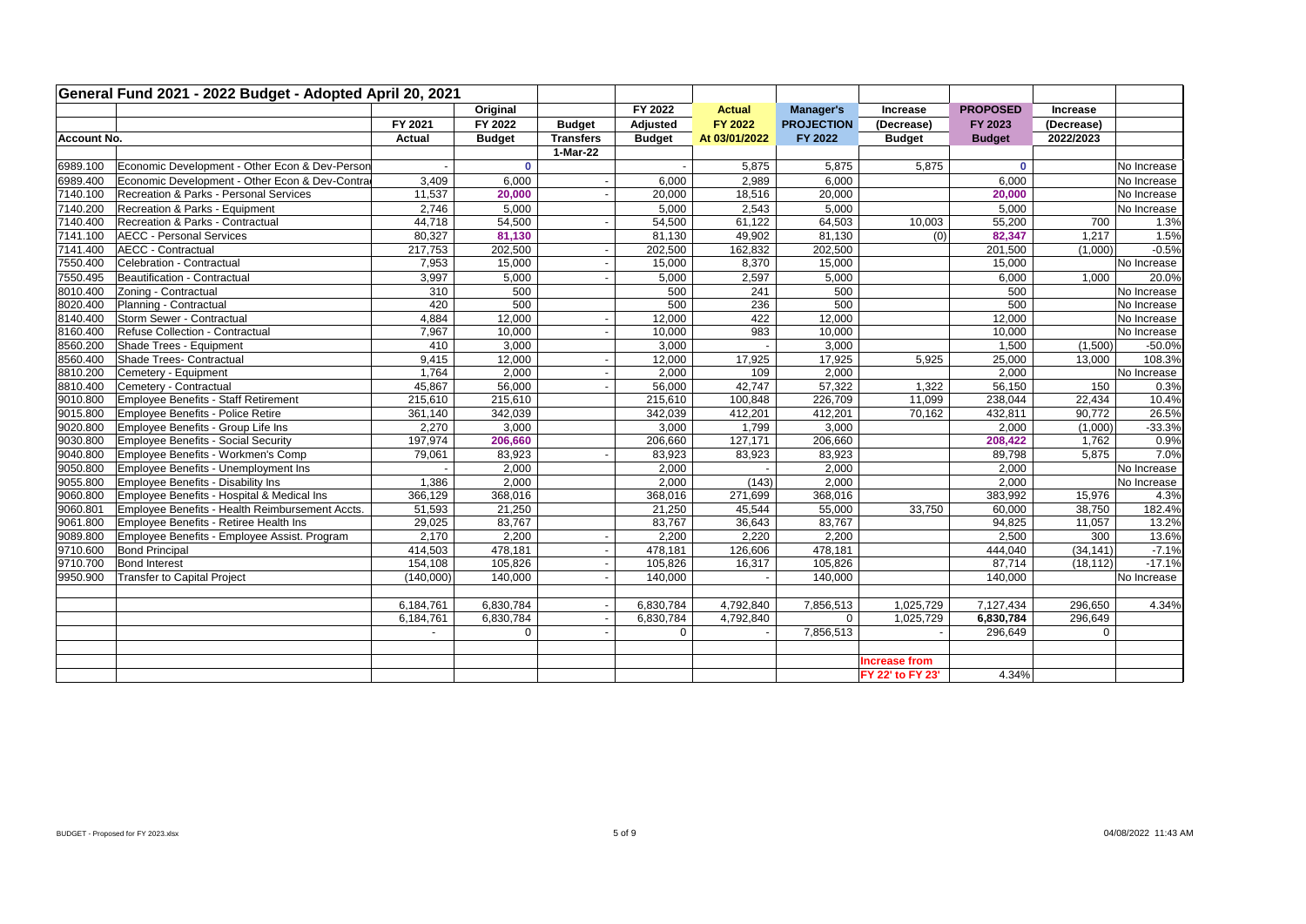| General Fund 2021 - 2022 Budget - Adopted April 20, 2021 | | | | | | | | | | | |
|---|---|---|---|---|---|---|---|---|---|---|---|
| | | | Original | | FY 2022 | Actual | Manager's | Increase | PROPOSED | Increase | |
| | | FY 2021 | FY 2022 | Budget | Adjusted | FY 2022 | PROJECTION | (Decrease) | FY 2023 | (Decrease) | |
| Account No. | | Actual | Budget | Transfers | Budget | At 03/01/2022 | FY 2022 | Budget | Budget | 2022/2023 | |
| | | | | 1-Mar-22 | | | | | | | |
| 6989.100 | Economic Development - Other Econ & Dev-Person | - | 0 | | - | 5,875 | 5,875 | 5,875 | 0 | | No Increase |
| 6989.400 | Economic Development - Other Econ & Dev-Contra | 3,409 | 6,000 | - | 6,000 | 2,989 | 6,000 | | 6,000 | | No Increase |
| 7140.100 | Recreation & Parks - Personal Services | 11,537 | 20,000 | - | 20,000 | 18,516 | 20,000 | | 20,000 | | No Increase |
| 7140.200 | Recreation & Parks - Equipment | 2,746 | 5,000 | | 5,000 | 2,543 | 5,000 | | 5,000 | | No Increase |
| 7140.400 | Recreation & Parks - Contractual | 44,718 | 54,500 | - | 54,500 | 61,122 | 64,503 | 10,003 | 55,200 | 700 | 1.3% |
| 7141.100 | AECC - Personal Services | 80,327 | 81,130 | | 81,130 | 49,902 | 81,130 | (0) | 82,347 | 1,217 | 1.5% |
| 7141.400 | AECC - Contractual | 217,753 | 202,500 | - | 202,500 | 162,832 | 202,500 | | 201,500 | (1,000) | -0.5% |
| 7550.400 | Celebration - Contractual | 7,953 | 15,000 | - | 15,000 | 8,370 | 15,000 | | 15,000 | | No Increase |
| 7550.495 | Beautification - Contractual | 3,997 | 5,000 | - | 5,000 | 2,597 | 5,000 | | 6,000 | 1,000 | 20.0% |
| 8010.400 | Zoning - Contractual | 310 | 500 | | 500 | 241 | 500 | | 500 | | No Increase |
| 8020.400 | Planning - Contractual | 420 | 500 | | 500 | 236 | 500 | | 500 | | No Increase |
| 8140.400 | Storm Sewer - Contractual | 4,884 | 12,000 | - | 12,000 | 422 | 12,000 | | 12,000 | | No Increase |
| 8160.400 | Refuse Collection - Contractual | 7,967 | 10,000 | - | 10,000 | 983 | 10,000 | | 10,000 | | No Increase |
| 8560.200 | Shade Trees - Equipment | 410 | 3,000 | | 3,000 | - | 3,000 | | 1,500 | (1,500) | -50.0% |
| 8560.400 | Shade Trees- Contractual | 9,415 | 12,000 | - | 12,000 | 17,925 | 17,925 | 5,925 | 25,000 | 13,000 | 108.3% |
| 8810.200 | Cemetery - Equipment | 1,764 | 2,000 | - | 2,000 | 109 | 2,000 | | 2,000 | | No Increase |
| 8810.400 | Cemetery - Contractual | 45,867 | 56,000 | - | 56,000 | 42,747 | 57,322 | 1,322 | 56,150 | 150 | 0.3% |
| 9010.800 | Employee Benefits - Staff Retirement | 215,610 | 215,610 | | 215,610 | 100,848 | 226,709 | 11,099 | 238,044 | 22,434 | 10.4% |
| 9015.800 | Employee Benefits - Police Retire | 361,140 | 342,039 | | 342,039 | 412,201 | 412,201 | 70,162 | 432,811 | 90,772 | 26.5% |
| 9020.800 | Employee Benefits - Group Life Ins | 2,270 | 3,000 | | 3,000 | 1,799 | 3,000 | | 2,000 | (1,000) | -33.3% |
| 9030.800 | Employee Benefits - Social Security | 197,974 | 206,660 | | 206,660 | 127,171 | 206,660 | | 208,422 | 1,762 | 0.9% |
| 9040.800 | Employee Benefits - Workmen's Comp | 79,061 | 83,923 | - | 83,923 | 83,923 | 83,923 | | 89,798 | 5,875 | 7.0% |
| 9050.800 | Employee Benefits - Unemployment Ins | - | 2,000 | | 2,000 | - | 2,000 | | 2,000 | | No Increase |
| 9055.800 | Employee Benefits - Disability Ins | 1,386 | 2,000 | | 2,000 | (143) | 2,000 | | 2,000 | | No Increase |
| 9060.800 | Employee Benefits - Hospital & Medical Ins | 366,129 | 368,016 | | 368,016 | 271,699 | 368,016 | | 383,992 | 15,976 | 4.3% |
| 9060.801 | Employee Benefits - Health Reimbursement Accts. | 51,593 | 21,250 | | 21,250 | 45,544 | 55,000 | 33,750 | 60,000 | 38,750 | 182.4% |
| 9061.800 | Employee Benefits - Retiree Health Ins | 29,025 | 83,767 | | 83,767 | 36,643 | 83,767 | | 94,825 | 11,057 | 13.2% |
| 9089.800 | Employee Benefits - Employee Assist. Program | 2,170 | 2,200 | - | 2,200 | 2,220 | 2,200 | | 2,500 | 300 | 13.6% |
| 9710.600 | Bond Principal | 414,503 | 478,181 | - | 478,181 | 126,606 | 478,181 | | 444,040 | (34,141) | -7.1% |
| 9710.700 | Bond Interest | 154,108 | 105,826 | - | 105,826 | 16,317 | 105,826 | | 87,714 | (18,112) | -17.1% |
| 9950.900 | Transfer to Capital Project | (140,000) | 140,000 | - | 140,000 | - | 140,000 | | 140,000 | | No Increase |
| | | | | | | | | | | | |
| | | 6,184,761 | 6,830,784 | - | 6,830,784 | 4,792,840 | 7,856,513 | 1,025,729 | 7,127,434 | 296,650 | 4.34% |
| | | 6,184,761 | 6,830,784 | - | 6,830,784 | 4,792,840 | 0 | 1,025,729 | 6,830,784 | 296,649 | |
| | | - | 0 | - | 0 | - | 7,856,513 | - | 296,649 | 0 | |
| | | | | | | | | | | | |
| | | | | | | | | Increase from | | | |
| | | | | | | | | FY 22' to FY 23' | 4.34% | | |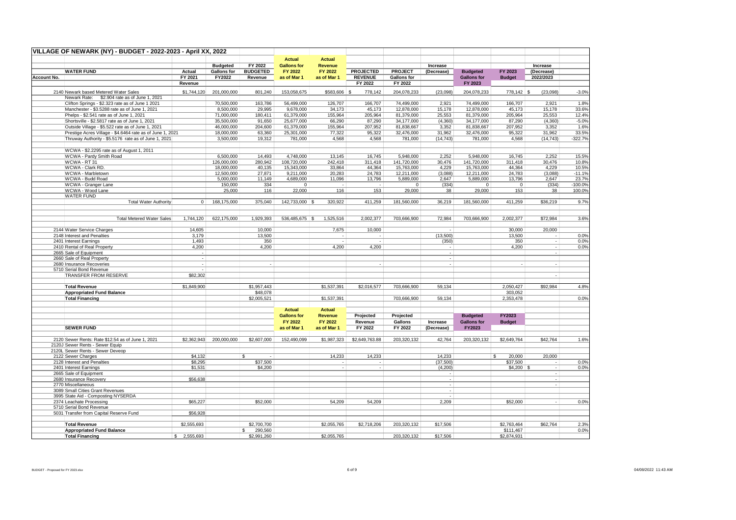# VILLAGE OF NEWARK (NY) - BUDGET - 2022-2023 - April XX, 2022

| Account No. | WATER FUND | Actual FY 2021 Revenue | Budgeted Gallons for FY2022 | FY 2022 BUDGETED Revenue | Actual Gallons for FY 2022 as of Mar 1 | Actual Revenue FY 2022 as of Mar 1 | PROJECTED REVENUE FY 2022 | PROJECT Gallons for FY 2022 | Increase (Decrease) | Budgeted Gallons for FY 2023 | FY 2023 Budget | Increase (Decrease) 2022/2023 | |
|---|---|---|---|---|---|---|---|---|---|---|---|---|---|
| | 2140 Newark based Metered Water Sales | $1,744,120 | 201,000,000 | 801,240 | 153,058,675 | $583,606 | $ 778,142 | 204,078,233 | (23,098) | 204,078,233 | 778,142 | $ (23,098) | -3.0% |
| | Newark Rate: $2.904 rate as of June 1, 2021 | | | | | | | | | | | | |
| | Clifton Springs - $2.323 rate as of June 1 2021 | | 70,500,000 | 163,786 | 56,499,000 | 126,707 | 166,707 | 74,499,000 | 2,921 | 74,499,000 | 166,707 | 2,921 | 1.8% |
| | Manchester - $3.5288 rate as of June 1, 2021 | | 8,500,000 | 29,995 | 9,678,000 | 34,173 | 45,173 | 12,878,000 | 15,178 | 12,878,000 | 45,173 | 15,178 | 33.6% |
| | Phelps - $2.541 rate as of June 1, 2021 | | 71,000,000 | 180,411 | 61,379,000 | 155,964 | 205,964 | 81,379,000 | 25,553 | 81,379,000 | 205,964 | 25,553 | 12.4% |
| | Shortsville - $2.5817 rate as of June 1, 2021 | | 35,500,000 | 91,650 | 25,677,000 | 66,290 | 87,290 | 34,177,000 | (4,360) | 34,177,000 | 87,290 | (4,360) | -5.0% |
| | Outside Village - $5.522 rate as of June 1, 2021 | | 46,000,000 | 204,600 | 61,379,000 | 155,964 | 207,952 | 81,838,667 | 3,352 | 81,838,667 | 207,952 | 3,352 | 1.6% |
| | Prestige Acres Village - $4.6464 rate as of June 1, 2021 | | 18,000,000 | 63,360 | 25,301,000 | 77,322 | 95,322 | 32,476,000 | 31,962 | 32,476,000 | 95,322 | 31,962 | 33.5% |
| | Thruway Authority - $5.5176 rate as of June 1, 2021 | | 3,500,000 | 19,312 | 781,000 | 4,568 | 4,568 | 781,000 | (14,743) | 781,000 | 4,568 | (14,743) | -322.7% |
| | | | | | | | | | | | | | |
| | WCWA - $2.2295 rate as of August 1, 2011 | | | | | | | | | | | | |
| | WCWA - Pardy Smith Road | | 6,500,000 | 14,493 | 4,748,000 | 13,145 | 16,745 | 5,948,000 | 2,252 | 5,948,000 | 16,745 | 2,252 | 15.5% |
| | WCWA - RT 31 | | 126,000,000 | 280,942 | 108,720,000 | 242,418 | 311,418 | 141,720,000 | 30,476 | 141,720,000 | 311,418 | 30,476 | 10.8% |
| | WCWA - Clark RD. | | 18,000,000 | 40,135 | 15,343,000 | 33,864 | 44,364 | 15,763,000 | 4,229 | 15,763,000 | 44,364 | 4,229 | 10.5% |
| | WCWA - Marbletown | | 12,500,000 | 27,871 | 9,211,000 | 20,283 | 24,783 | 12,211,000 | (3,088) | 12,211,000 | 24,783 | (3,088) | -11.1% |
| | WCWA - Budd Road | | 5,000,000 | 11,149 | 4,689,000 | 11,096 | 13,796 | 5,889,000 | 2,647 | 5,889,000 | 13,796 | 2,647 | 23.7% |
| | WCWA - Granger Lane | | 150,000 | 334 | 0 | - | - | 0 | (334) | 0 | 0 | (334) | -100.0% |
| | WCWA - Wood Lane | | 25,000 | 116 | 22,000 | 116 | 153 | 29,000 | 38 | 29,000 | 153 | 38 | 100.0% |
| | WATER FUND | | | | | | | | | | | | |
| | Total Water Authority | 0 | 168,175,000 | 375,040 | 142,733,000 | $ 320,922 | 411,259 | 181,560,000 | 36,219 | 181,560,000 | 411,259 | $36,219 | 9.7% |
| | | | | | | | | | | | | | |
| | Total Metered Water Sales | 1,744,120 | 622,175,000 | 1,929,393 | 536,485,675 | $ 1,525,516 | 2,002,377 | 703,666,900 | 72,984 | 703,666,900 | 2,002,377 | $72,984 | 3.6% |
| | | | | | | | | | | | | | |
| | 2144 Water Service Charges | 14,605 | | 10,000 | | 7,675 | 10,000 | | - | | 30,000 | 20,000 | |
| | 2148 Interest and Penalties | 3,179 | | 13,500 | | - | - | | (13,500) | | 13,500 | - | 0.0% |
| | 2401 Interest Earnings | 1,493 | | 350 | | - | - | | (350) | | 350 | - | 0.0% |
| | 2410 Rental of Real Property | 4,200 | | 4,200 | | 4,200 | 4,200 | | - | | 4,200 | - | 0.0% |
| | 2665 Sale of Equipment | - | | | | | | | - | | | - | |
| | 2660 Sale of Real Property | - | | | | | | | - | | | | |
| | 2680 Insurance Recoveries | - | | - | | | - | | - | | - | - | |
| | 5710 Serial Bond Revenue | - | | | | | | | | | | | |
| | TRANSFER FROM RESERVE | $82,302 | | | | | | | | | | - | |
| | | | | | | | | | | | | | |
| | **Total Revenue** | $1,849,900 | | $1,957,443 | | $1,537,391 | $2,016,577 | 703,666,900 | 59,134 | | 2,050,427 | $92,984 | 4.8% |
| | **Appropriated Fund Balance** | | | $48,078 | | | | | | | 303,052 | | |
| | **Total Financing** | | | $2,005,521 | | $1,537,391 | | 703,666,900 | 59,134 | | 2,353,478 | | 0.0% |

| | SEWER FUND | | | | Actual Gallons for FY 2022 as of Mar 1 | Actual Revenue FY 2022 as of Mar 1 | Projected Revenue FY 2022 | Projected Gallons FY 2022 | Increase (Decrease) | Budgeted Gallons for FY2023 | FY2023 Budget | | |
|---|---|---|---|---|---|---|---|---|---|---|---|---|---|
| | 2120 Sewer Rents: Rate $12.54 as of June 1, 2021 | $2,362,943 | 200,000,000 | $2,607,000 | 152,490,099 | $1,987,323 | $2,649,763.88 | 203,320,132 | 42,764 | 203,320,132 | $2,649,764 | $42,764 | 1.6% |
| | 2120J Sewer Rents - Sewer Equip | | | | | | | | | | | | |
| | 2120L Sewer Rents - Sewer Deveop | | | | | | | | | | | | |
| | 2122 Sewer Charges | $4,132 | | $ - | | 14,233 | 14,233 | | 14,233 | | $ 20,000 | 20,000 | |
| | 2128 Interest and Penalties | $8,295 | | $37,500 | | - | - | | (37,500) | | $37,500 | - | 0.0% |
| | 2401 Interest Earnings | $1,531 | | $4,200 | | - | - | | (4,200) | | $4,200 | $ - | 0.0% |
| | 2665 Sale of Equipment | | | | | | | | - | | | - | |
| | 2680 Insurance Recovery | $56,638 | | | | | | | - | | | - | |
| | 2770 Miscellaneous | | | | | | | | - | | | - | |
| | 3089 Small Cities Grant Revenues | | | | | | | | - | | | | |
| | 3995 State Aid - Composting NYSERDA | | | | | | | | - | | | | |
| | 2374 Leachate Processing | $65,227 | | $52,000 | | 54,209 | 54,209 | | 2,209 | | $52,000 | - | 0.0% |
| | 5710 Serial Bond Revenue | | | | | | | | | | | | |
| | 5031 Transfer from Capital Reserve Fund | $56,928 | | | | | | | | | | | |
| | | | | | | | | | | | | | |
| | **Total Revenue** | $2,555,693 | | $2,700,700 | | $2,055,765 | $2,718,206 | 203,320,132 | $17,506 | | $2,763,464 | $62,764 | 2.3% |
| | **Appropriated Fund Balance** | | | $ 290,560 | | | | | | | $111,467 | | 0.0% |
| | **Total Financing** | $ 2,555,693 | | $2,991,260 | | $2,055,765 | | 203,320,132 | $17,506 | | $2,874,931 | | |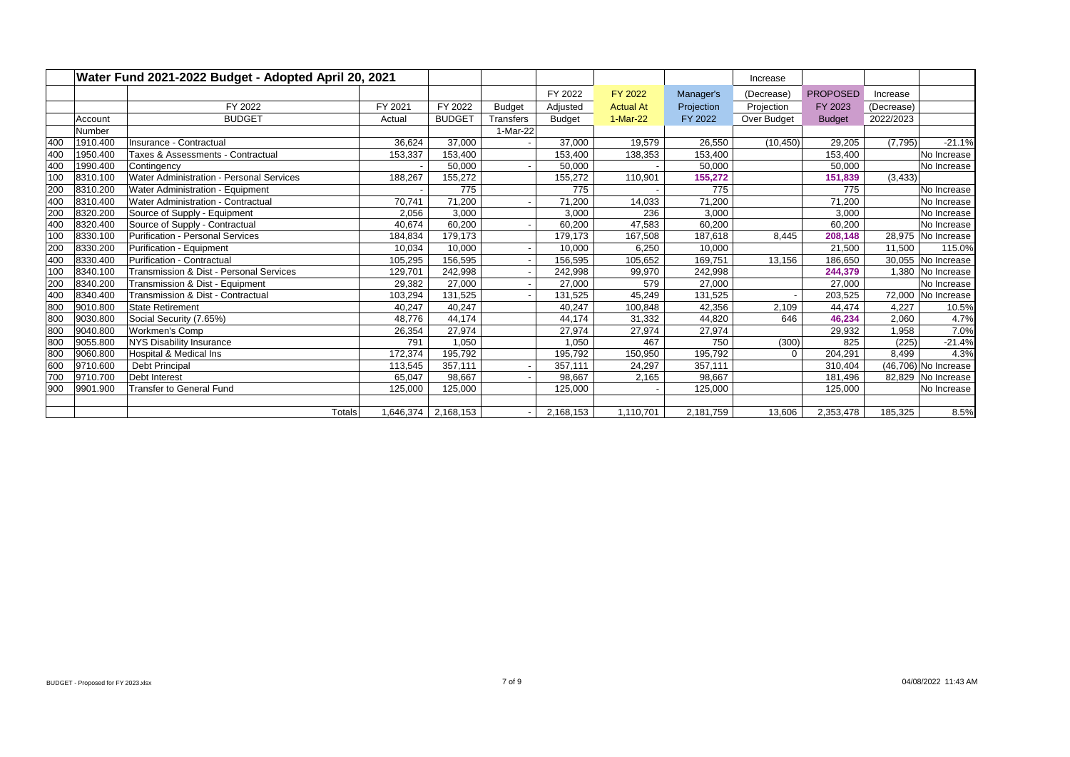| | Water Fund 2021-2022 Budget - Adopted April 20, 2021 | | | | | | | | Increase | | | |
|---|---|---|---|---|---|---|---|---|---|---|---|---|
| | | | | | | FY 2022 | FY 2022 | Manager's | (Decrease) | PROPOSED | Increase | |
| | | FY 2022 | FY 2021 | FY 2022 | Budget | Adjusted | Actual At | Projection | Projection | FY 2023 | (Decrease) | |
| | Account | BUDGET | Actual | BUDGET | Transfers | Budget | 1-Mar-22 | FY 2022 | Over Budget | Budget | 2022/2023 | |
| | Number | | | | 1-Mar-22 | | | | | | | |
| 400 | 1910.400 | Insurance - Contractual | 36,624 | 37,000 | - | 37,000 | 19,579 | 26,550 | (10,450) | 29,205 | (7,795) | -21.1% |
| 400 | 1950.400 | Taxes & Assessments - Contractual | 153,337 | 153,400 | | 153,400 | 138,353 | 153,400 | | 153,400 | | No Increase |
| 400 | 1990.400 | Contingency | - | 50,000 | - | 50,000 | - | 50,000 | | 50,000 | | No Increase |
| 100 | 8310.100 | Water Administration - Personal Services | 188,267 | 155,272 | | 155,272 | 110,901 | 155,272 | | 151,839 | (3,433) | |
| 200 | 8310.200 | Water Administration - Equipment | - | 775 | | 775 | - | 775 | | 775 | | No Increase |
| 400 | 8310.400 | Water Administration - Contractual | 70,741 | 71,200 | - | 71,200 | 14,033 | 71,200 | | 71,200 | | No Increase |
| 200 | 8320.200 | Source of Supply - Equipment | 2,056 | 3,000 | | 3,000 | 236 | 3,000 | | 3,000 | | No Increase |
| 400 | 8320.400 | Source of Supply - Contractual | 40,674 | 60,200 | - | 60,200 | 47,583 | 60,200 | | 60,200 | | No Increase |
| 100 | 8330.100 | Purification - Personal Services | 184,834 | 179,173 | | 179,173 | 167,508 | 187,618 | 8,445 | 208,148 | 28,975 | No Increase |
| 200 | 8330.200 | Purification - Equipment | 10,034 | 10,000 | - | 10,000 | 6,250 | 10,000 | | 21,500 | 11,500 | 115.0% |
| 400 | 8330.400 | Purification - Contractual | 105,295 | 156,595 | - | 156,595 | 105,652 | 169,751 | 13,156 | 186,650 | 30,055 | No Increase |
| 100 | 8340.100 | Transmission & Dist - Personal Services | 129,701 | 242,998 | - | 242,998 | 99,970 | 242,998 | | 244,379 | 1,380 | No Increase |
| 200 | 8340.200 | Transmission & Dist - Equipment | 29,382 | 27,000 | - | 27,000 | 579 | 27,000 | | 27,000 | | No Increase |
| 400 | 8340.400 | Transmission & Dist - Contractual | 103,294 | 131,525 | - | 131,525 | 45,249 | 131,525 | - | 203,525 | 72,000 | No Increase |
| 800 | 9010.800 | State Retirement | 40,247 | 40,247 | | 40,247 | 100,848 | 42,356 | 2,109 | 44,474 | 4,227 | 10.5% |
| 800 | 9030.800 | Social Security (7.65%) | 48,776 | 44,174 | | 44,174 | 31,332 | 44,820 | 646 | 46,234 | 2,060 | 4.7% |
| 800 | 9040.800 | Workmen's Comp | 26,354 | 27,974 | | 27,974 | 27,974 | 27,974 | | 29,932 | 1,958 | 7.0% |
| 800 | 9055.800 | NYS Disability Insurance | 791 | 1,050 | | 1,050 | 467 | 750 | (300) | 825 | (225) | -21.4% |
| 800 | 9060.800 | Hospital & Medical Ins | 172,374 | 195,792 | | 195,792 | 150,950 | 195,792 | 0 | 204,291 | 8,499 | 4.3% |
| 600 | 9710.600 | Debt Principal | 113,545 | 357,111 | - | 357,111 | 24,297 | 357,111 | | 310,404 | (46,706) | No Increase |
| 700 | 9710.700 | Debt Interest | 65,047 | 98,667 | - | 98,667 | 2,165 | 98,667 | | 181,496 | 82,829 | No Increase |
| 900 | 9901.900 | Transfer to General Fund | 125,000 | 125,000 | | 125,000 | - | 125,000 | | 125,000 | | No Increase |
| | | | | | | | | | | | | |
| | | Totals | 1,646,374 | 2,168,153 | - | 2,168,153 | 1,110,701 | 2,181,759 | 13,606 | 2,353,478 | 185,325 | 8.5% |

BUDGET - Proposed for FY 2023.xlsx 04/08/2022 11:43 AM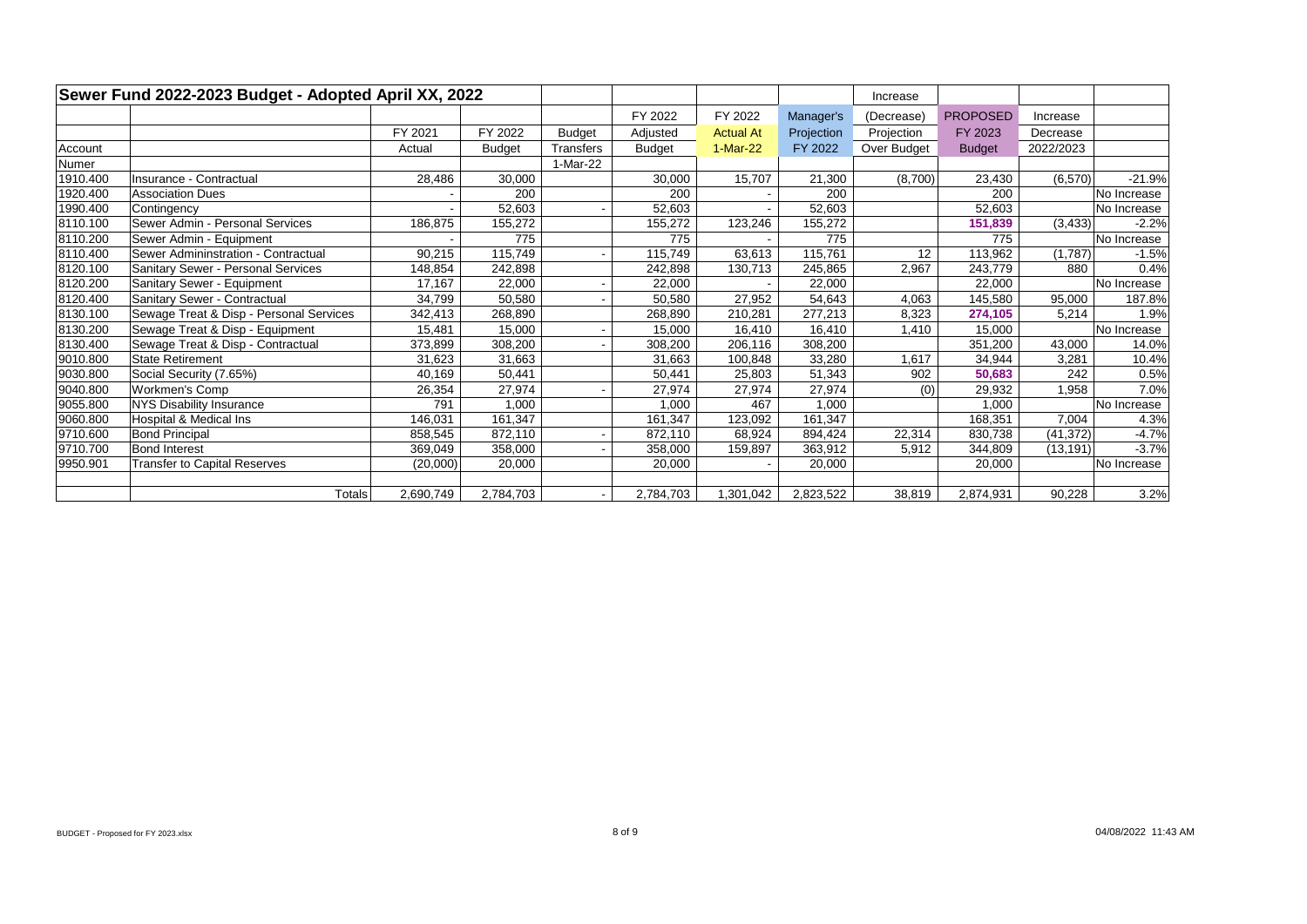| Sewer Fund 2022-2023 Budget - Adopted April XX, 2022 | | | | | | | | Increase | | | |
|---|---|---|---|---|---|---|---|---|---|---|---|
| | | | | | FY 2022 | FY 2022 | Manager's | (Decrease) | PROPOSED | Increase | |
| | | FY 2021 | FY 2022 | Budget | Adjusted | Actual At | Projection | Projection | FY 2023 | Decrease | |
| Account | | Actual | Budget | Transfers | Budget | 1-Mar-22 | FY 2022 | Over Budget | Budget | 2022/2023 | |
| Numer | | | | 1-Mar-22 | | | | | | | |
| 1910.400 | Insurance - Contractual | 28,486 | 30,000 | | 30,000 | 15,707 | 21,300 | (8,700) | 23,430 | (6,570) | -21.9% |
| 1920.400 | Association Dues | - | 200 | | 200 | - | 200 | | 200 | | No Increase |
| 1990.400 | Contingency | - | 52,603 | - | 52,603 | - | 52,603 | | 52,603 | | No Increase |
| 8110.100 | Sewer Admin - Personal Services | 186,875 | 155,272 | | 155,272 | 123,246 | 155,272 | | **151,839** | (3,433) | -2.2% |
| 8110.200 | Sewer Admin - Equipment | - | 775 | | 775 | - | 775 | | 775 | | No Increase |
| 8110.400 | Sewer Admininstration - Contractual | 90,215 | 115,749 | - | 115,749 | 63,613 | 115,761 | 12 | 113,962 | (1,787) | -1.5% |
| 8120.100 | Sanitary Sewer - Personal Services | 148,854 | 242,898 | | 242,898 | 130,713 | 245,865 | 2,967 | 243,779 | 880 | 0.4% |
| 8120.200 | Sanitary Sewer - Equipment | 17,167 | 22,000 | - | 22,000 | - | 22,000 | | 22,000 | | No Increase |
| 8120.400 | Sanitary Sewer - Contractual | 34,799 | 50,580 | - | 50,580 | 27,952 | 54,643 | 4,063 | 145,580 | 95,000 | 187.8% |
| 8130.100 | Sewage Treat & Disp - Personal Services | 342,413 | 268,890 | | 268,890 | 210,281 | 277,213 | 8,323 | **274,105** | 5,214 | 1.9% |
| 8130.200 | Sewage Treat & Disp - Equipment | 15,481 | 15,000 | - | 15,000 | 16,410 | 16,410 | 1,410 | 15,000 | | No Increase |
| 8130.400 | Sewage Treat & Disp - Contractual | 373,899 | 308,200 | - | 308,200 | 206,116 | 308,200 | | 351,200 | 43,000 | 14.0% |
| 9010.800 | State Retirement | 31,623 | 31,663 | | 31,663 | 100,848 | 33,280 | 1,617 | 34,944 | 3,281 | 10.4% |
| 9030.800 | Social Security (7.65%) | 40,169 | 50,441 | | 50,441 | 25,803 | 51,343 | 902 | **50,683** | 242 | 0.5% |
| 9040.800 | Workmen's Comp | 26,354 | 27,974 | - | 27,974 | 27,974 | 27,974 | (0) | 29,932 | 1,958 | 7.0% |
| 9055.800 | NYS Disability Insurance | 791 | 1,000 | | 1,000 | 467 | 1,000 | | 1,000 | | No Increase |
| 9060.800 | Hospital & Medical Ins | 146,031 | 161,347 | | 161,347 | 123,092 | 161,347 | | 168,351 | 7,004 | 4.3% |
| 9710.600 | Bond Principal | 858,545 | 872,110 | - | 872,110 | 68,924 | 894,424 | 22,314 | 830,738 | (41,372) | -4.7% |
| 9710.700 | Bond Interest | 369,049 | 358,000 | - | 358,000 | 159,897 | 363,912 | 5,912 | 344,809 | (13,191) | -3.7% |
| 9950.901 | Transfer to Capital Reserves | (20,000) | 20,000 | | 20,000 | - | 20,000 | | 20,000 | | No Increase |
| | | | | | | | | | | | |
| | Totals | 2,690,749 | 2,784,703 | - | 2,784,703 | 1,301,042 | 2,823,522 | 38,819 | 2,874,931 | 90,228 | 3.2% |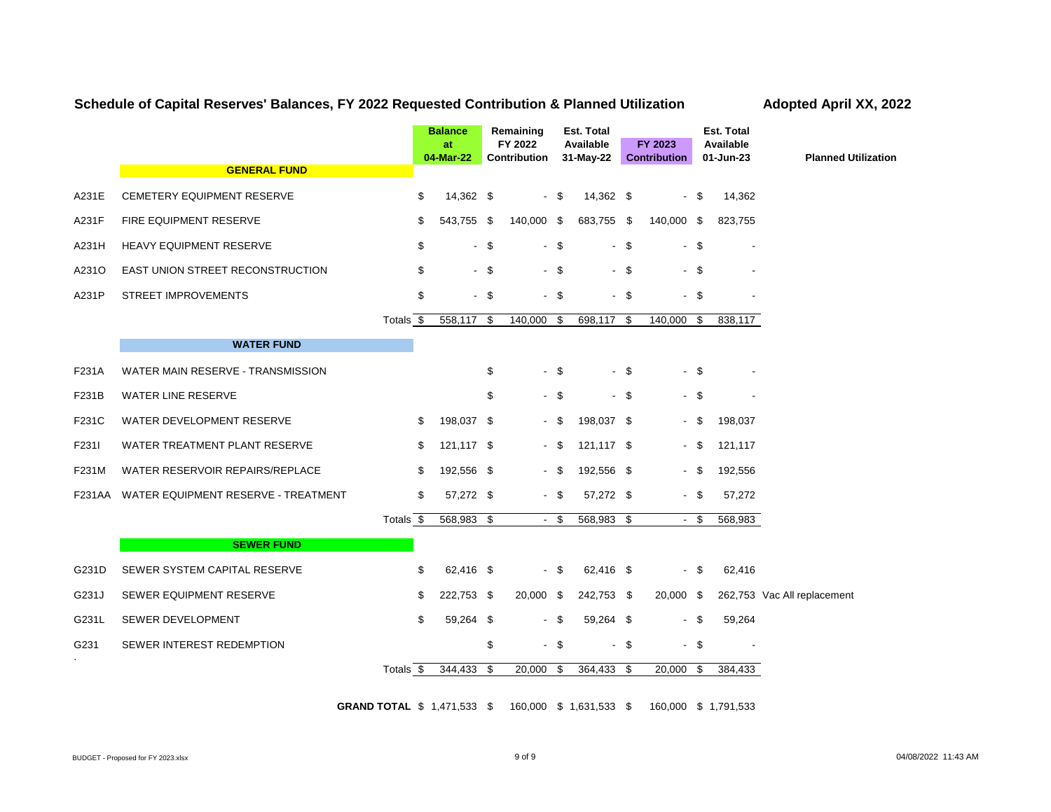## Schedule of Capital Reserves' Balances, FY 2022 Requested Contribution & Planned Utilization

**Adopted April XX, 2022**

| | | Balance at 04-Mar-22 | Remaining FY 2022 Contribution | Est. Total Available 31-May-22 | FY 2023 Contribution | Est. Total Available 01-Jun-23 | Planned Utilization |
|---|---|---|---|---|---|---|---|
| | **GENERAL FUND** | | | | | | |
| A231E | CEMETERY EQUIPMENT RESERVE | $ 14,362 | $ - | $ 14,362 | $ - | $ 14,362 | |
| A231F | FIRE EQUIPMENT RESERVE | $ 543,755 | $ 140,000 | $ 683,755 | $ 140,000 | $ 823,755 | |
| A231H | HEAVY EQUIPMENT RESERVE | $ - | $ - | $ - | $ - | $ - | |
| A231O | EAST UNION STREET RECONSTRUCTION | $ - | $ - | $ - | $ - | $ - | |
| A231P | STREET IMPROVEMENTS | $ - | $ - | $ - | $ - | $ - | |
| | Totals | $ 558,117 | $ 140,000 | $ 698,117 | $ 140,000 | $ 838,117 | |
| | **WATER FUND** | | | | | | |
| F231A | WATER MAIN RESERVE - TRANSMISSION | | $ - | $ - | $ - | $ - | |
| F231B | WATER LINE RESERVE | | $ - | $ - | $ - | $ - | |
| F231C | WATER DEVELOPMENT RESERVE | $ 198,037 | $ - | $ 198,037 | $ - | $ 198,037 | |
| F231I | WATER TREATMENT PLANT RESERVE | $ 121,117 | $ - | $ 121,117 | $ - | $ 121,117 | |
| F231M | WATER RESERVOIR REPAIRS/REPLACE | $ 192,556 | $ - | $ 192,556 | $ - | $ 192,556 | |
| F231AA | WATER EQUIPMENT RESERVE - TREATMENT | $ 57,272 | $ - | $ 57,272 | $ - | $ 57,272 | |
| | Totals | $ 568,983 | $ - | $ 568,983 | $ - | $ 568,983 | |
| | **SEWER FUND** | | | | | | |
| G231D | SEWER SYSTEM CAPITAL RESERVE | $ 62,416 | $ - | $ 62,416 | $ - | $ 62,416 | |
| G231J | SEWER EQUIPMENT RESERVE | $ 222,753 | $ 20,000 | $ 242,753 | $ 20,000 | $ 262,753 | Vac All replacement |
| G231L | SEWER DEVELOPMENT | $ 59,264 | $ - | $ 59,264 | $ - | $ 59,264 | |
| G231 | SEWER INTEREST REDEMPTION | | $ - | $ - | $ - | $ - | |
| | Totals | $ 344,433 | $ 20,000 | $ 364,433 | $ 20,000 | $ 384,433 | |
| | **GRAND TOTAL** | $ 1,471,533 | $ 160,000 | $ 1,631,533 | $ 160,000 | $ 1,791,533 | |

BUDGET - Proposed for FY 2023.xlsx

04/08/2022 11:43 AM